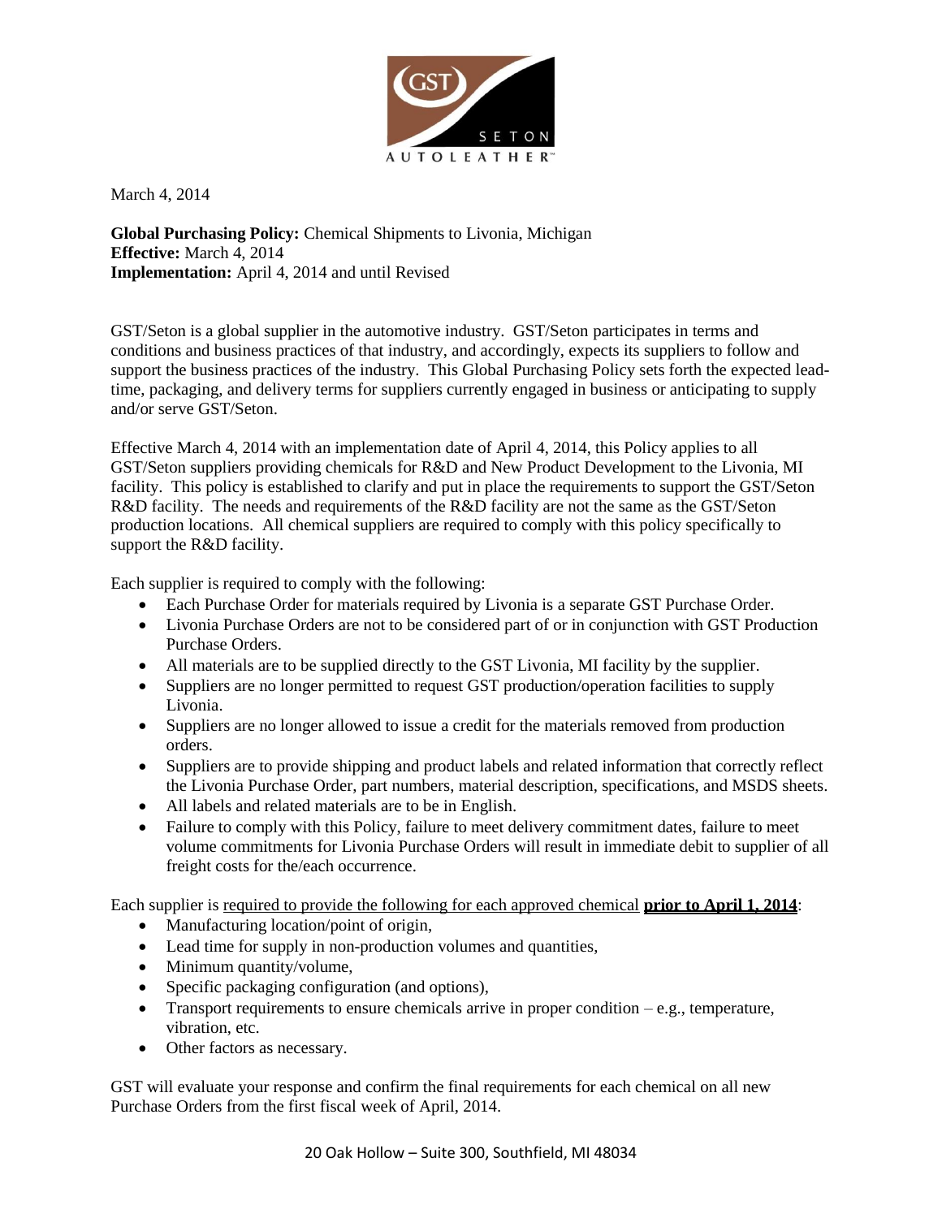March 4, 2014

**Global Purchasing Policy:** Chemical Shipments to Livonia, Michigan
**Effective:** March 4, 2014
**Implementation:** April 4, 2014 and until Revised

GST/Seton is a global supplier in the automotive industry. GST/Seton participates in terms and conditions and business practices of that industry, and accordingly, expects its suppliers to follow and support the business practices of the industry. This Global Purchasing Policy sets forth the expected lead-time, packaging, and delivery terms for suppliers currently engaged in business or anticipating to supply and/or serve GST/Seton.

Effective March 4, 2014 with an implementation date of April 4, 2014, this Policy applies to all GST/Seton suppliers providing chemicals for R&D and New Product Development to the Livonia, MI facility. This policy is established to clarify and put in place the requirements to support the GST/Seton R&D facility. The needs and requirements of the R&D facility are not the same as the GST/Seton production locations. All chemical suppliers are required to comply with this policy specifically to support the R&D facility.

Each supplier is required to comply with the following:

- Each Purchase Order for materials required by Livonia is a separate GST Purchase Order.
- Livonia Purchase Orders are not to be considered part of or in conjunction with GST Production Purchase Orders.
- All materials are to be supplied directly to the GST Livonia, MI facility by the supplier.
- Suppliers are no longer permitted to request GST production/operation facilities to supply Livonia.
- Suppliers are no longer allowed to issue a credit for the materials removed from production orders.
- Suppliers are to provide shipping and product labels and related information that correctly reflect the Livonia Purchase Order, part numbers, material description, specifications, and MSDS sheets.
- All labels and related materials are to be in English.
- Failure to comply with this Policy, failure to meet delivery commitment dates, failure to meet volume commitments for Livonia Purchase Orders will result in immediate debit to supplier of all freight costs for the/each occurrence.

Each supplier is <u>required to provide the following for each approved chemical</u> <u>**prior to April 1, 2014**</u>:

- Manufacturing location/point of origin,
- Lead time for supply in non-production volumes and quantities,
- Minimum quantity/volume,
- Specific packaging configuration (and options),
- Transport requirements to ensure chemicals arrive in proper condition – e.g., temperature, vibration, etc.
- Other factors as necessary.

GST will evaluate your response and confirm the final requirements for each chemical on all new Purchase Orders from the first fiscal week of April, 2014.

20 Oak Hollow – Suite 300, Southfield, MI 48034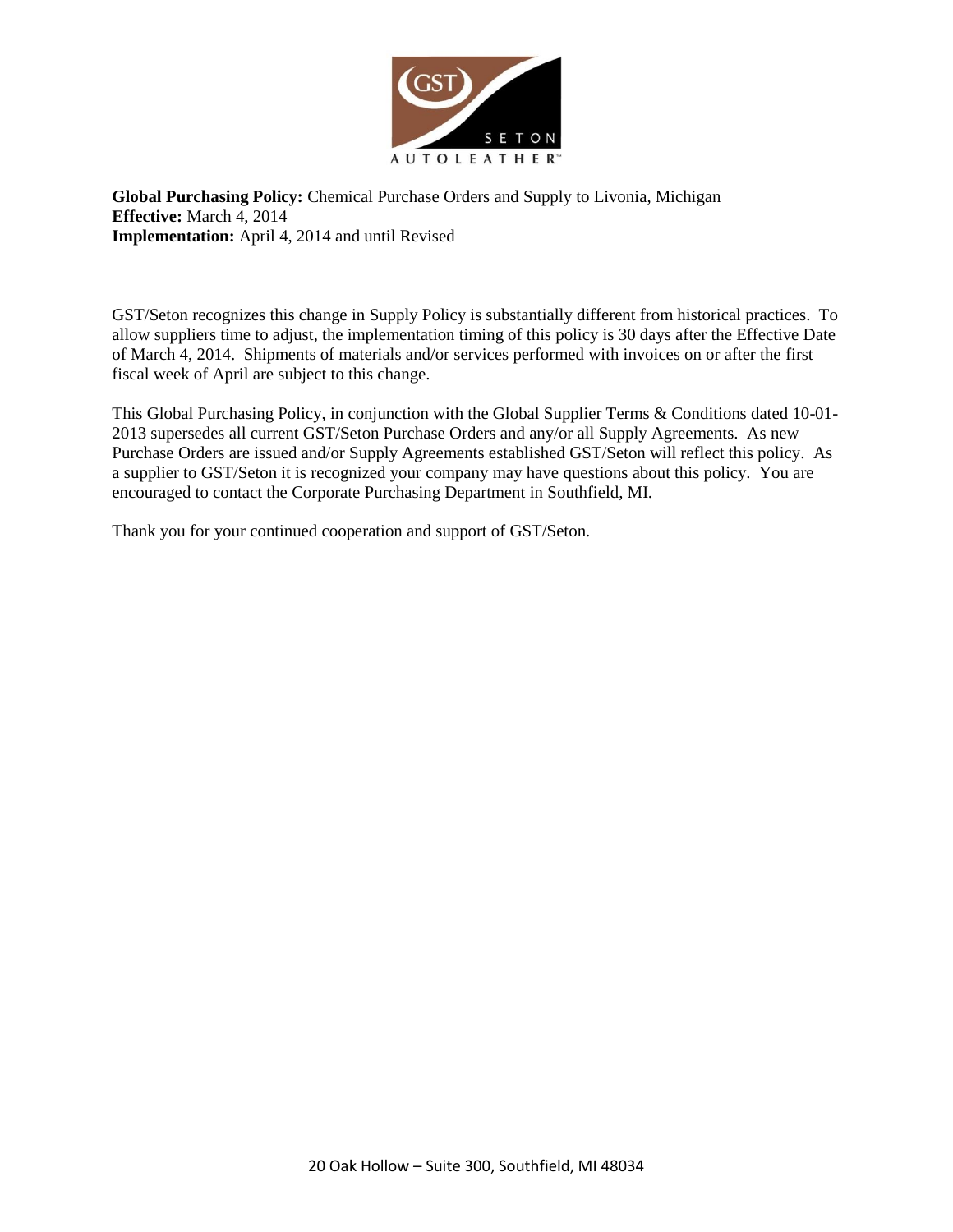**Global Purchasing Policy:** Chemical Purchase Orders and Supply to Livonia, Michigan
**Effective:** March 4, 2014
**Implementation:** April 4, 2014 and until Revised

GST/Seton recognizes this change in Supply Policy is substantially different from historical practices. To allow suppliers time to adjust, the implementation timing of this policy is 30 days after the Effective Date of March 4, 2014. Shipments of materials and/or services performed with invoices on or after the first fiscal week of April are subject to this change.

This Global Purchasing Policy, in conjunction with the Global Supplier Terms & Conditions dated 10-01-2013 supersedes all current GST/Seton Purchase Orders and any/or all Supply Agreements. As new Purchase Orders are issued and/or Supply Agreements established GST/Seton will reflect this policy. As a supplier to GST/Seton it is recognized your company may have questions about this policy. You are encouraged to contact the Corporate Purchasing Department in Southfield, MI.

Thank you for your continued cooperation and support of GST/Seton.

20 Oak Hollow – Suite 300, Southfield, MI 48034